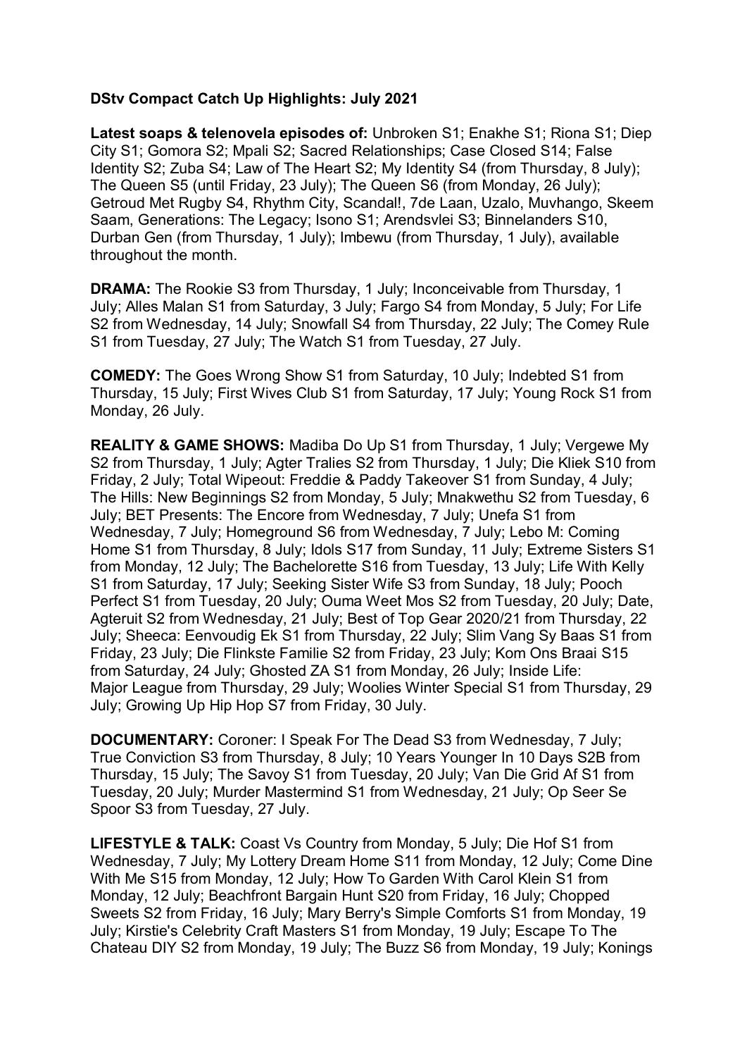**DStv Compact Catch Up Highlights: July 2021**

**Latest soaps & telenovela episodes of:** Unbroken S1; Enakhe S1; Riona S1; Diep City S1; Gomora S2; Mpali S2; Sacred Relationships; Case Closed S14; False Identity S2; Zuba S4; Law of The Heart S2; My Identity S4 (from Thursday, 8 July); The Queen S5 (until Friday, 23 July); The Queen S6 (from Monday, 26 July); Getroud Met Rugby S4, Rhythm City, Scandal!, 7de Laan, Uzalo, Muvhango, Skeem Saam, Generations: The Legacy; Isono S1; Arendsvlei S3; Binnelanders S10, Durban Gen (from Thursday, 1 July); Imbewu (from Thursday, 1 July), available throughout the month.

**DRAMA:** The Rookie S3 from Thursday, 1 July; Inconceivable from Thursday, 1 July; Alles Malan S1 from Saturday, 3 July; Fargo S4 from Monday, 5 July; For Life S2 from Wednesday, 14 July; Snowfall S4 from Thursday, 22 July; The Comey Rule S1 from Tuesday, 27 July; The Watch S1 from Tuesday, 27 July.

**COMEDY:** The Goes Wrong Show S1 from Saturday, 10 July; Indebted S1 from Thursday, 15 July; First Wives Club S1 from Saturday, 17 July; Young Rock S1 from Monday, 26 July.

**REALITY & GAME SHOWS:** Madiba Do Up S1 from Thursday, 1 July; Vergewe My S2 from Thursday, 1 July; Agter Tralies S2 from Thursday, 1 July; Die Kliek S10 from Friday, 2 July; Total Wipeout: Freddie & Paddy Takeover S1 from Sunday, 4 July; The Hills: New Beginnings S2 from Monday, 5 July; Mnakwethu S2 from Tuesday, 6 July; BET Presents: The Encore from Wednesday, 7 July; Unefa S1 from Wednesday, 7 July; Homeground S6 from Wednesday, 7 July; Lebo M: Coming Home S1 from Thursday, 8 July; Idols S17 from Sunday, 11 July; Extreme Sisters S1 from Monday, 12 July; The Bachelorette S16 from Tuesday, 13 July; Life With Kelly S1 from Saturday, 17 July; Seeking Sister Wife S3 from Sunday, 18 July; Pooch Perfect S1 from Tuesday, 20 July; Ouma Weet Mos S2 from Tuesday, 20 July; Date, Agteruit S2 from Wednesday, 21 July; Best of Top Gear 2020/21 from Thursday, 22 July; Sheeca: Eenvoudig Ek S1 from Thursday, 22 July; Slim Vang Sy Baas S1 from Friday, 23 July; Die Flinkste Familie S2 from Friday, 23 July; Kom Ons Braai S15 from Saturday, 24 July; Ghosted ZA S1 from Monday, 26 July; Inside Life: Major League from Thursday, 29 July; Woolies Winter Special S1 from Thursday, 29 July; Growing Up Hip Hop S7 from Friday, 30 July.

**DOCUMENTARY:** Coroner: I Speak For The Dead S3 from Wednesday, 7 July; True Conviction S3 from Thursday, 8 July; 10 Years Younger In 10 Days S2B from Thursday, 15 July; The Savoy S1 from Tuesday, 20 July; Van Die Grid Af S1 from Tuesday, 20 July; Murder Mastermind S1 from Wednesday, 21 July; Op Seer Se Spoor S3 from Tuesday, 27 July.

**LIFESTYLE & TALK:** Coast Vs Country from Monday, 5 July; Die Hof S1 from Wednesday, 7 July; My Lottery Dream Home S11 from Monday, 12 July; Come Dine With Me S15 from Monday, 12 July; How To Garden With Carol Klein S1 from Monday, 12 July; Beachfront Bargain Hunt S20 from Friday, 16 July; Chopped Sweets S2 from Friday, 16 July; Mary Berry's Simple Comforts S1 from Monday, 19 July; Kirstie's Celebrity Craft Masters S1 from Monday, 19 July; Escape To The Chateau DIY S2 from Monday, 19 July; The Buzz S6 from Monday, 19 July; Konings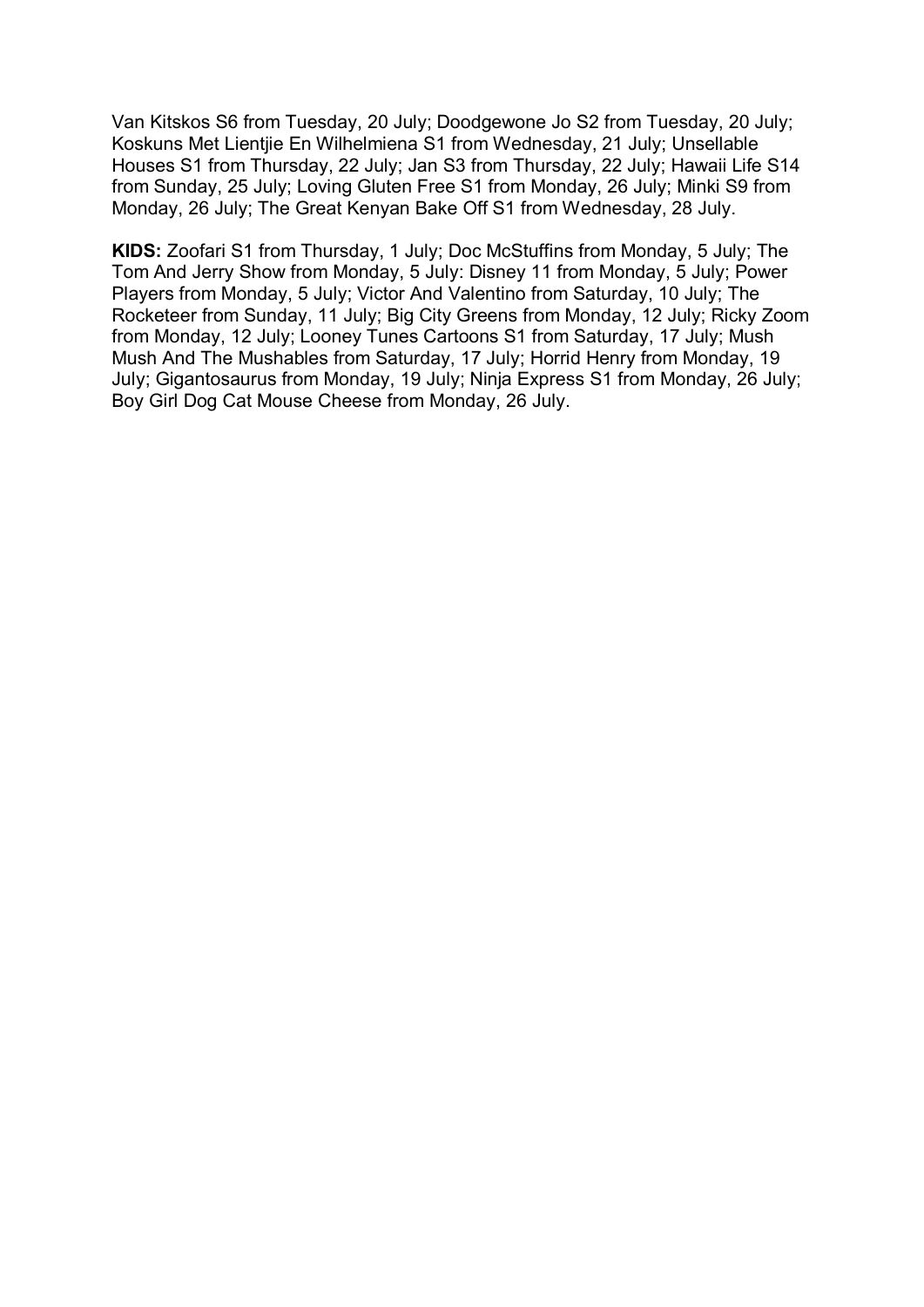Van Kitskos S6 from Tuesday, 20 July; Doodgewone Jo S2 from Tuesday, 20 July; Koskuns Met Lientjie En Wilhelmiena S1 from Wednesday, 21 July; Unsellable Houses S1 from Thursday, 22 July; Jan S3 from Thursday, 22 July; Hawaii Life S14 from Sunday, 25 July; Loving Gluten Free S1 from Monday, 26 July; Minki S9 from Monday, 26 July; The Great Kenyan Bake Off S1 from Wednesday, 28 July.

**KIDS:** Zoofari S1 from Thursday, 1 July; Doc McStuffins from Monday, 5 July; The Tom And Jerry Show from Monday, 5 July: Disney 11 from Monday, 5 July; Power Players from Monday, 5 July; Victor And Valentino from Saturday, 10 July; The Rocketeer from Sunday, 11 July; Big City Greens from Monday, 12 July; Ricky Zoom from Monday, 12 July; Looney Tunes Cartoons S1 from Saturday, 17 July; Mush Mush And The Mushables from Saturday, 17 July; Horrid Henry from Monday, 19 July; Gigantosaurus from Monday, 19 July; Ninja Express S1 from Monday, 26 July; Boy Girl Dog Cat Mouse Cheese from Monday, 26 July.